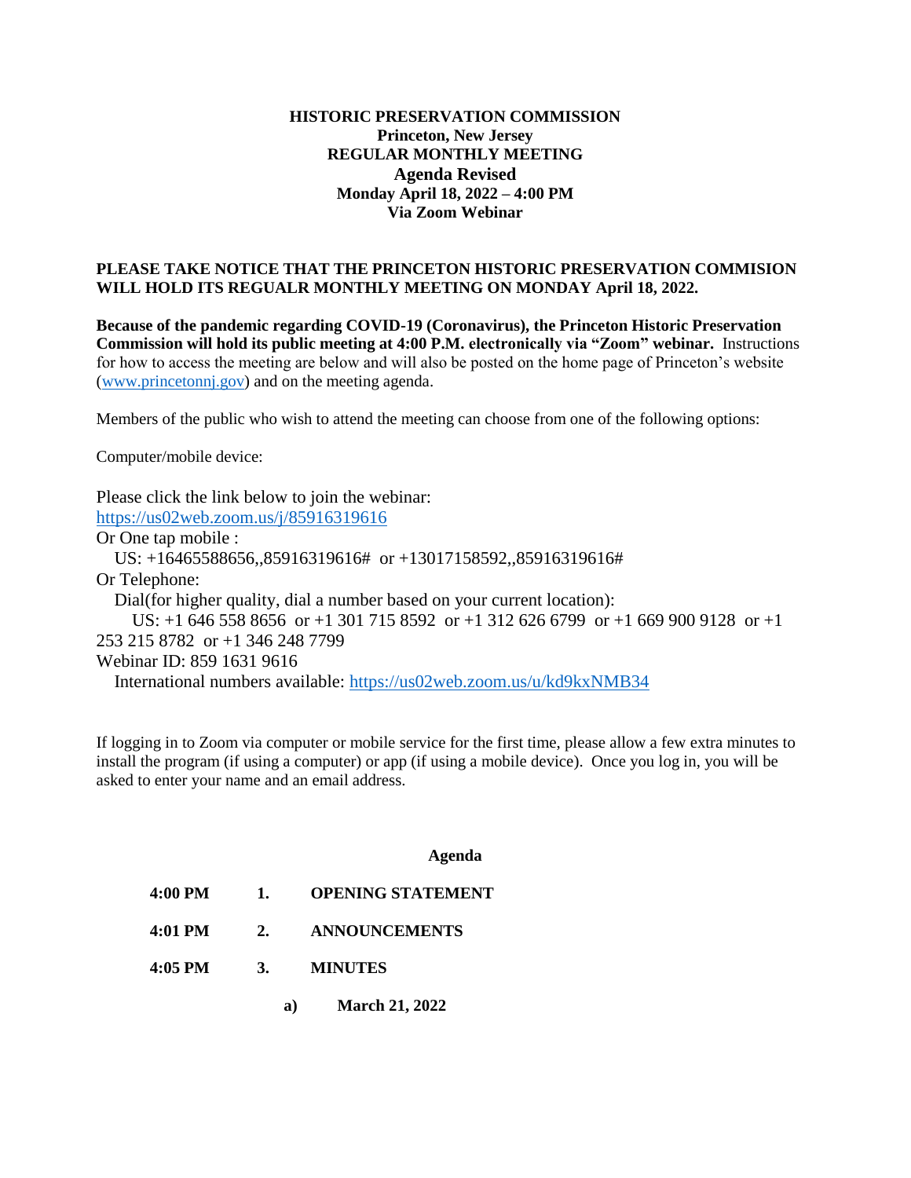**HISTORIC PRESERVATION COMMISSION**
**Princeton, New Jersey**
**REGULAR MONTHLY MEETING**
**Agenda Revised**
**Monday April 18, 2022 – 4:00 PM**
**Via Zoom Webinar**

**PLEASE TAKE NOTICE THAT THE PRINCETON HISTORIC PRESERVATION COMMISION WILL HOLD ITS REGUALR MONTHLY MEETING ON MONDAY April 18, 2022.**

**Because of the pandemic regarding COVID-19 (Coronavirus), the Princeton Historic Preservation Commission will hold its public meeting at 4:00 P.M. electronically via "Zoom" webinar.** Instructions for how to access the meeting are below and will also be posted on the home page of Princeton's website (www.princetonnj.gov) and on the meeting agenda.

Members of the public who wish to attend the meeting can choose from one of the following options:

Computer/mobile device:

Please click the link below to join the webinar:
https://us02web.zoom.us/j/85916319616
Or One tap mobile :
US: +16465588656,,85916319616# or +13017158592,,85916319616#
Or Telephone:
Dial(for higher quality, dial a number based on your current location):
US: +1 646 558 8656 or +1 301 715 8592 or +1 312 626 6799 or +1 669 900 9128 or +1 253 215 8782 or +1 346 248 7799
Webinar ID: 859 1631 9616
International numbers available: https://us02web.zoom.us/u/kd9kxNMB34

If logging in to Zoom via computer or mobile service for the first time, please allow a few extra minutes to install the program (if using a computer) or app (if using a mobile device). Once you log in, you will be asked to enter your name and an email address.

**Agenda**

**4:00 PM 1. OPENING STATEMENT**

**4:01 PM 2. ANNOUNCEMENTS**

**4:05 PM 3. MINUTES**

**a) March 21, 2022**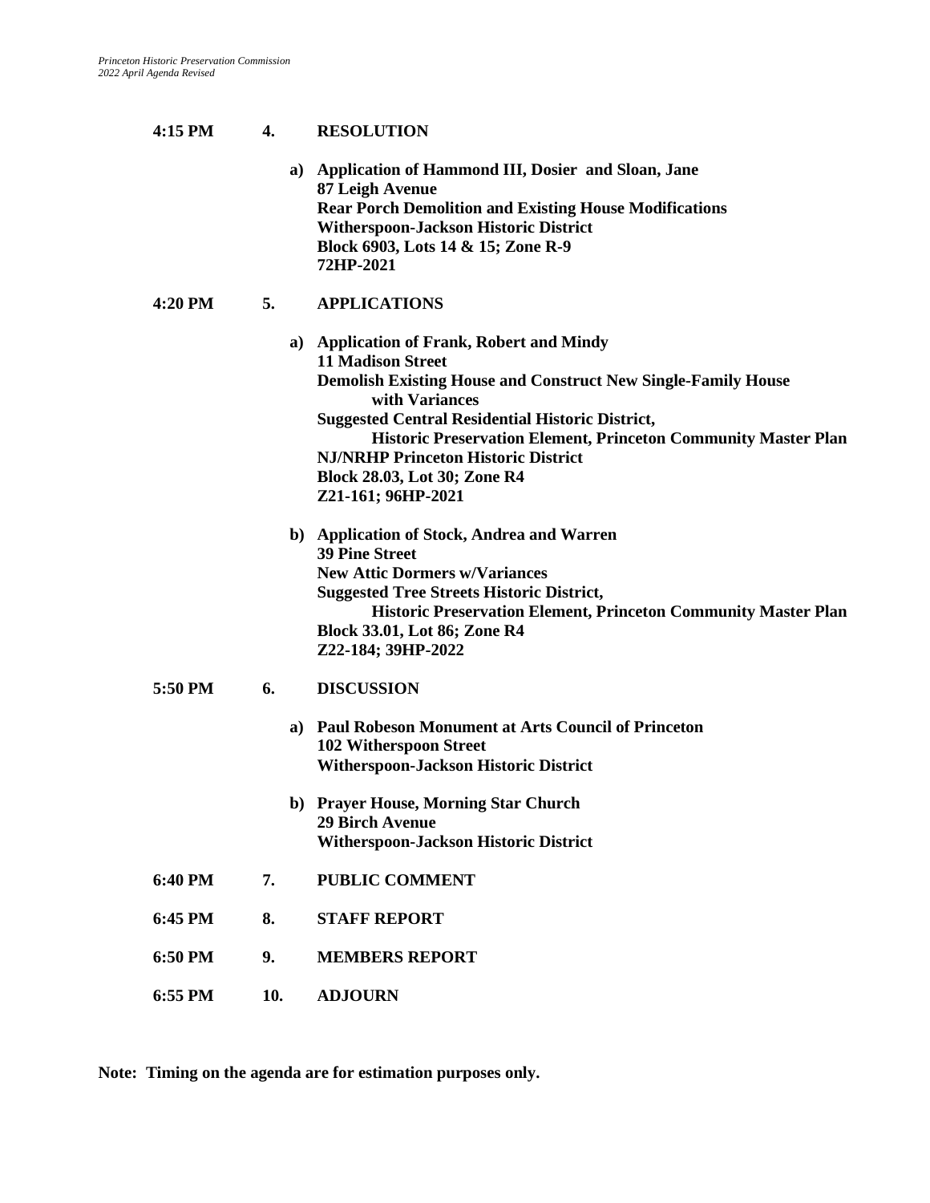**4:15 PM 4. RESOLUTION**

**a) Application of Hammond III, Dosier and Sloan, Jane**
**87 Leigh Avenue**
**Rear Porch Demolition and Existing House Modifications**
**Witherspoon-Jackson Historic District**
**Block 6903, Lots 14 & 15; Zone R-9**
**72HP-2021**

**4:20 PM 5. APPLICATIONS**

**a) Application of Frank, Robert and Mindy**
**11 Madison Street**
**Demolish Existing House and Construct New Single-Family House with Variances**
**Suggested Central Residential Historic District,**
**Historic Preservation Element, Princeton Community Master Plan**
**NJ/NRHP Princeton Historic District**
**Block 28.03, Lot 30; Zone R4**
**Z21-161; 96HP-2021**

**b) Application of Stock, Andrea and Warren**
**39 Pine Street**
**New Attic Dormers w/Variances**
**Suggested Tree Streets Historic District,**
**Historic Preservation Element, Princeton Community Master Plan**
**Block 33.01, Lot 86; Zone R4**
**Z22-184; 39HP-2022**

**5:50 PM 6. DISCUSSION**

**a) Paul Robeson Monument at Arts Council of Princeton**
**102 Witherspoon Street**
**Witherspoon-Jackson Historic District**

**b) Prayer House, Morning Star Church**
**29 Birch Avenue**
**Witherspoon-Jackson Historic District**

**6:40 PM 7. PUBLIC COMMENT**

**6:45 PM 8. STAFF REPORT**

**6:50 PM 9. MEMBERS REPORT**

**6:55 PM 10. ADJOURN**

**Note: Timing on the agenda are for estimation purposes only.**